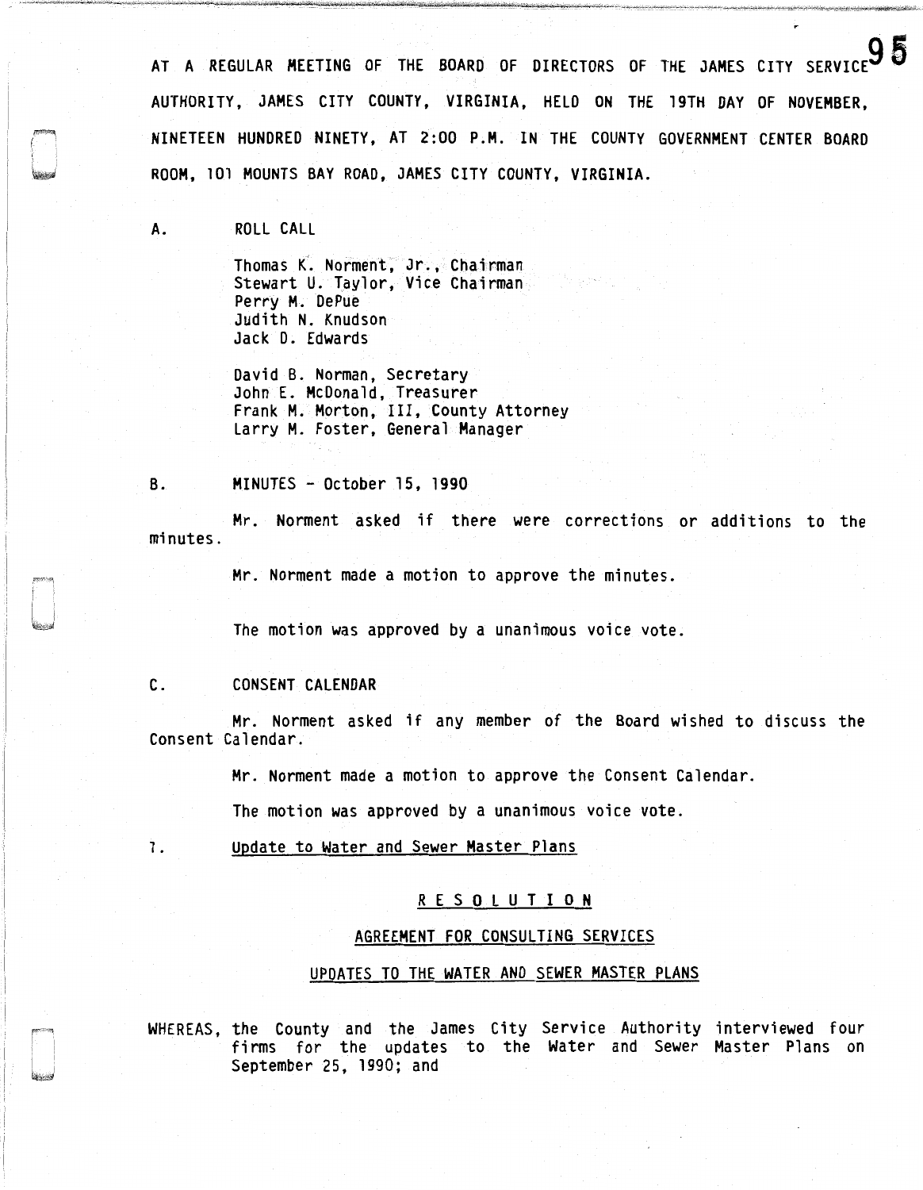AT A REGULAR MEETING OF THE BOARD OF DIRECTORS OF THE JAMES CITY SERVICE AUTHORITY, JAMES CITY COUNTY, VIRGINIA, HELD ON THE 19TH DAY OF NOVEMBER, NINETEEN HUNDRED NINETY, AT 2:00 P.M. IN THE COUNTY GOVERNMENT CENTER BOARD ROOM, 101 MOUNTS BAY ROAD, JAMES CITY COUNTY, VIRGINIA.

A. ROLL CALL

Thomas K. Norment, Jr., Chairman
Stewart U. Taylor, Vice Chairman
Perry M. DePue
Judith N. Knudson
Jack D. Edwards

David B. Norman, Secretary
John E. McDonald, Treasurer
Frank M. Morton, III, County Attorney
Larry M. Foster, General Manager

B. MINUTES - October 15, 1990

Mr. Norment asked if there were corrections or additions to the minutes.

Mr. Norment made a motion to approve the minutes.

The motion was approved by a unanimous voice vote.

C. CONSENT CALENDAR

Mr. Norment asked if any member of the Board wished to discuss the Consent Calendar.

Mr. Norment made a motion to approve the Consent Calendar.

The motion was approved by a unanimous voice vote.

1. Update to Water and Sewer Master Plans

## RESOLUTION

### AGREEMENT FOR CONSULTING SERVICES

### UPDATES TO THE WATER AND SEWER MASTER PLANS

WHEREAS, the County and the James City Service Authority interviewed four firms for the updates to the Water and Sewer Master Plans on September 25, 1990; and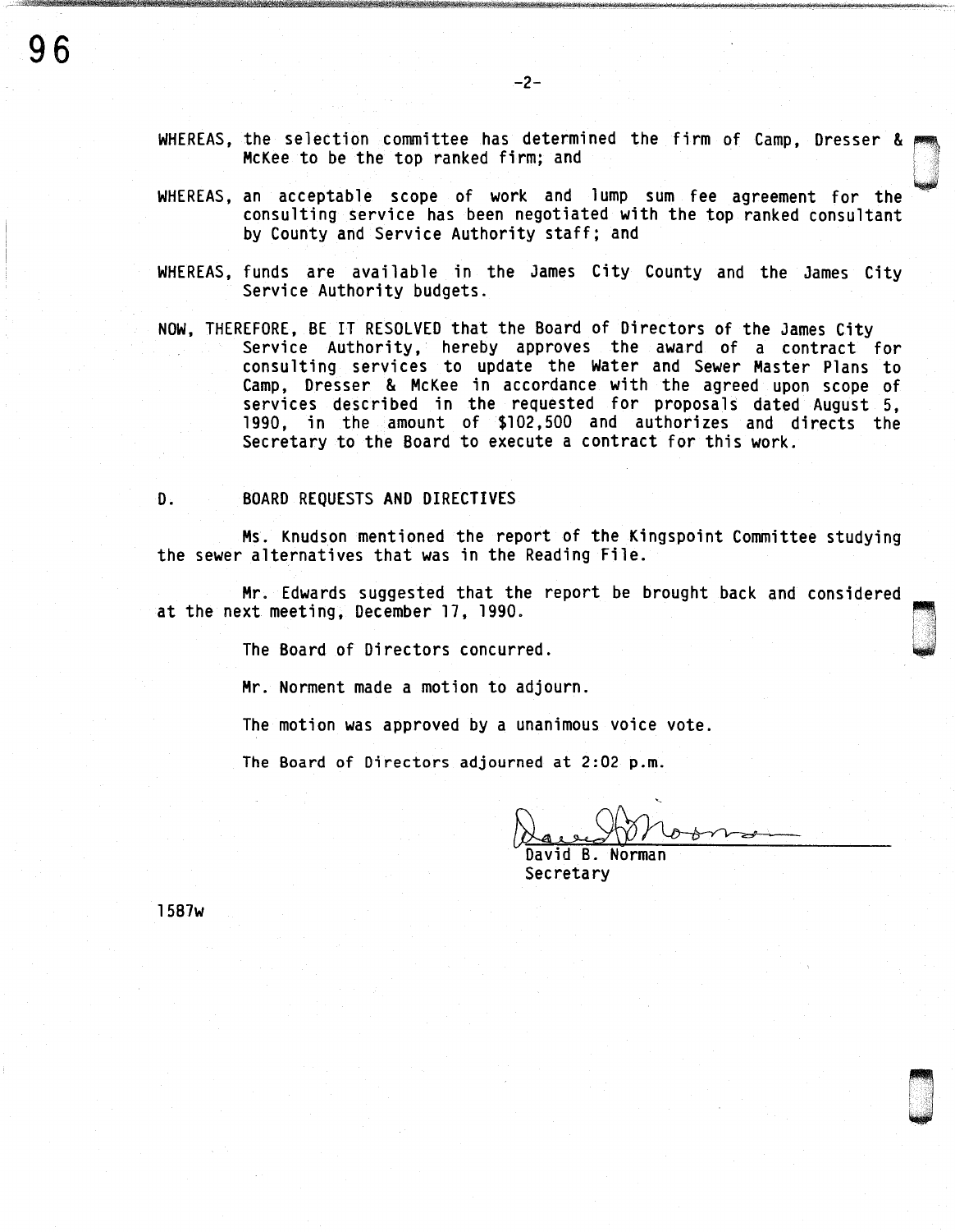WHEREAS, the selection committee has determined the firm of Camp, Dresser & McKee to be the top ranked firm; and

WHEREAS, an acceptable scope of work and lump sum fee agreement for the consulting service has been negotiated with the top ranked consultant by County and Service Authority staff; and

WHEREAS, funds are available in the James City County and the James City Service Authority budgets.

NOW, THEREFORE, BE IT RESOLVED that the Board of Directors of the James City Service Authority, hereby approves the award of a contract for consulting services to update the Water and Sewer Master Plans to Camp, Dresser & McKee in accordance with the agreed upon scope of services described in the requested for proposals dated August 5, 1990, in the amount of $102,500 and authorizes and directs the Secretary to the Board to execute a contract for this work.

D. BOARD REQUESTS AND DIRECTIVES

Ms. Knudson mentioned the report of the Kingspoint Committee studying the sewer alternatives that was in the Reading File.

Mr. Edwards suggested that the report be brought back and considered at the next meeting, December 17, 1990.

The Board of Directors concurred.

Mr. Norment made a motion to adjourn.

The motion was approved by a unanimous voice vote.

The Board of Directors adjourned at 2:02 p.m.

David B. Norman
Secretary

1587w